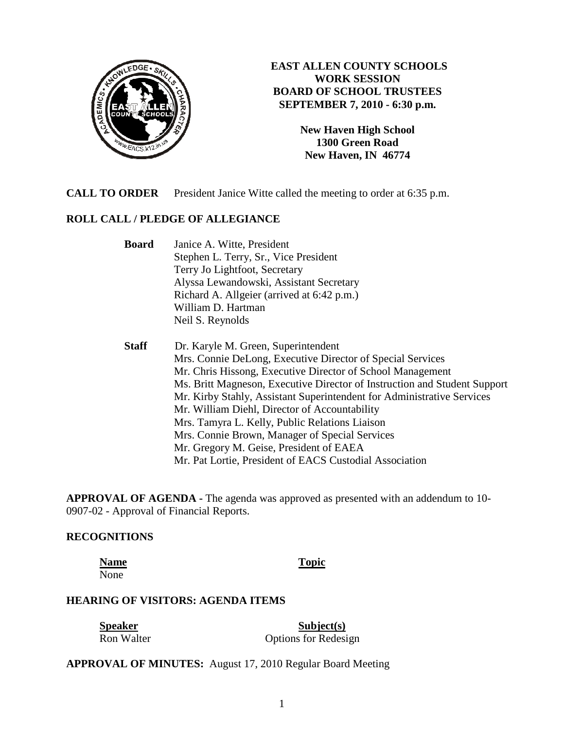# EAST ALLEN COUNTY SCHOOLS
## WORK SESSION
## BOARD OF SCHOOL TRUSTEES
## SEPTEMBER 7, 2010 - 6:30 p.m.

**New Haven High School**
**1300 Green Road**
**New Haven, IN 46774**

**CALL TO ORDER** President Janice Witte called the meeting to order at 6:35 p.m.

**ROLL CALL / PLEDGE OF ALLEGIANCE**

**Board**
Janice A. Witte, President
Stephen L. Terry, Sr., Vice President
Terry Jo Lightfoot, Secretary
Alyssa Lewandowski, Assistant Secretary
Richard A. Allgeier (arrived at 6:42 p.m.)
William D. Hartman
Neil S. Reynolds

**Staff**
Dr. Karyle M. Green, Superintendent
Mrs. Connie DeLong, Executive Director of Special Services
Mr. Chris Hissong, Executive Director of School Management
Ms. Britt Magneson, Executive Director of Instruction and Student Support
Mr. Kirby Stahly, Assistant Superintendent for Administrative Services
Mr. William Diehl, Director of Accountability
Mrs. Tamyra L. Kelly, Public Relations Liaison
Mrs. Connie Brown, Manager of Special Services
Mr. Gregory M. Geise, President of EAEA
Mr. Pat Lortie, President of EACS Custodial Association

**APPROVAL OF AGENDA -** The agenda was approved as presented with an addendum to 10-0907-02 - Approval of Financial Reports.

**RECOGNITIONS**

| Name | Topic |
|---|---|
| None | |

**HEARING OF VISITORS: AGENDA ITEMS**

| Speaker | Subject(s) |
|---|---|
| Ron Walter | Options for Redesign |

**APPROVAL OF MINUTES:** August 17, 2010 Regular Board Meeting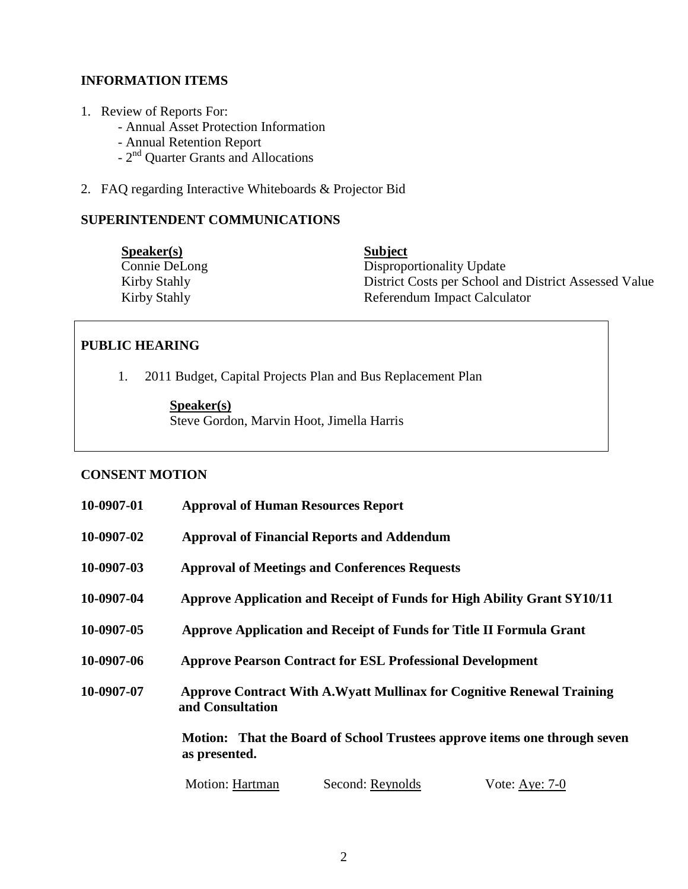## INFORMATION ITEMS

1. Review of Reports For:
   - Annual Asset Protection Information
   - Annual Retention Report
   - 2nd Quarter Grants and Allocations
2. FAQ regarding Interactive Whiteboards & Projector Bid

## SUPERINTENDENT COMMUNICATIONS

| Speaker(s) | Subject |
|---|---|
| Connie DeLong | Disproportionality Update |
| Kirby Stahly | District Costs per School and District Assessed Value |
| Kirby Stahly | Referendum Impact Calculator |

## PUBLIC HEARING

1. 2011 Budget, Capital Projects Plan and Bus Replacement Plan

   **Speaker(s)**
   Steve Gordon, Marvin Hoot, Jimella Harris

## CONSENT MOTION

**10-0907-01** **Approval of Human Resources Report**

**10-0907-02** **Approval of Financial Reports and Addendum**

**10-0907-03** **Approval of Meetings and Conferences Requests**

**10-0907-04** **Approve Application and Receipt of Funds for High Ability Grant SY10/11**

**10-0907-05** **Approve Application and Receipt of Funds for Title II Formula Grant**

**10-0907-06** **Approve Pearson Contract for ESL Professional Development**

**10-0907-07** **Approve Contract With A.Wyatt Mullinax for Cognitive Renewal Training and Consultation**

**Motion: That the Board of School Trustees approve items one through seven as presented.**

Motion: Hartman Second: Reynolds Vote: Aye: 7-0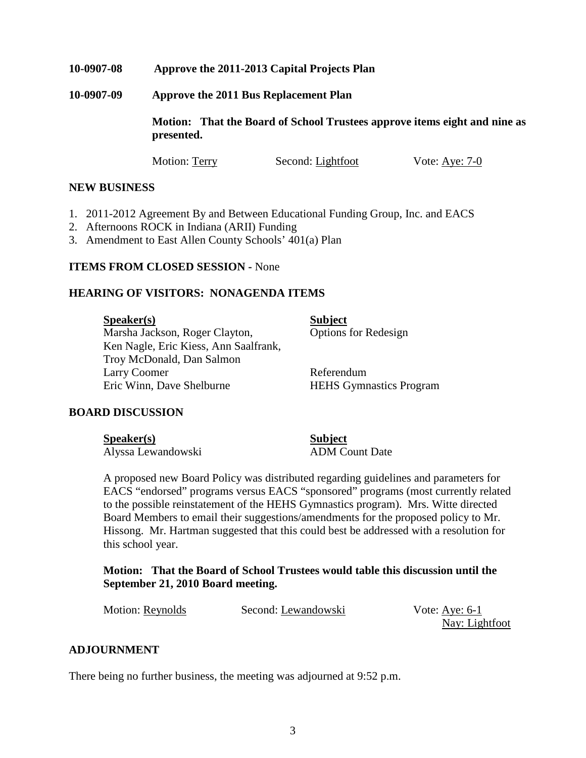**10-0907-08 Approve the 2011-2013 Capital Projects Plan**

**10-0907-09 Approve the 2011 Bus Replacement Plan**

**Motion: That the Board of School Trustees approve items eight and nine as presented.**

Motion: Terry Second: Lightfoot Vote: Aye: 7-0

## NEW BUSINESS

1. 2011-2012 Agreement By and Between Educational Funding Group, Inc. and EACS
2. Afternoons ROCK in Indiana (ARII) Funding
3. Amendment to East Allen County Schools' 401(a) Plan

## ITEMS FROM CLOSED SESSION - None

## HEARING OF VISITORS: NONAGENDA ITEMS

| Speaker(s) | Subject |
|---|---|
| Marsha Jackson, Roger Clayton, Ken Nagle, Eric Kiess, Ann Saalfrank, Troy McDonald, Dan Salmon | Options for Redesign |
| Larry Coomer | Referendum |
| Eric Winn, Dave Shelburne | HEHS Gymnastics Program |

## BOARD DISCUSSION

| Speaker(s) | Subject |
|---|---|
| Alyssa Lewandowski | ADM Count Date |

A proposed new Board Policy was distributed regarding guidelines and parameters for EACS "endorsed" programs versus EACS "sponsored" programs (most currently related to the possible reinstatement of the HEHS Gymnastics program). Mrs. Witte directed Board Members to email their suggestions/amendments for the proposed policy to Mr. Hissong. Mr. Hartman suggested that this could best be addressed with a resolution for this school year.

**Motion: That the Board of School Trustees would table this discussion until the September 21, 2010 Board meeting.**

Motion: Reynolds Second: Lewandowski Vote: Aye: 6-1
Nay: Lightfoot

## ADJOURNMENT

There being no further business, the meeting was adjourned at 9:52 p.m.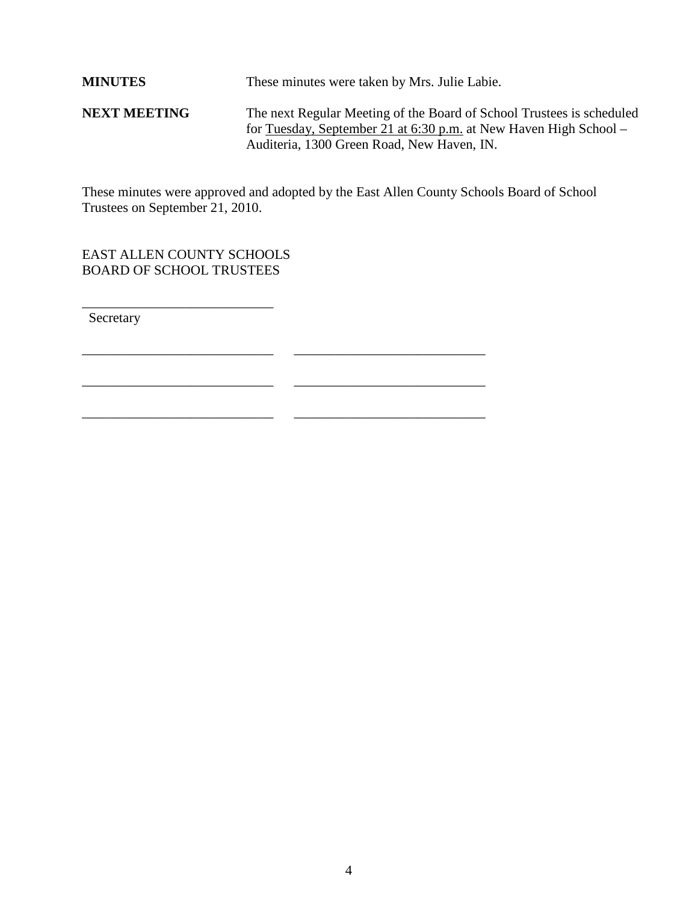**MINUTES** These minutes were taken by Mrs. Julie Labie.

**NEXT MEETING** The next Regular Meeting of the Board of School Trustees is scheduled for Tuesday, September 21 at 6:30 p.m. at New Haven High School – Auditeria, 1300 Green Road, New Haven, IN.

These minutes were approved and adopted by the East Allen County Schools Board of School Trustees on September 21, 2010.

EAST ALLEN COUNTY SCHOOLS
BOARD OF SCHOOL TRUSTEES

_____________________________
Secretary

_____________________________ _____________________________

_____________________________ _____________________________

_____________________________ _____________________________